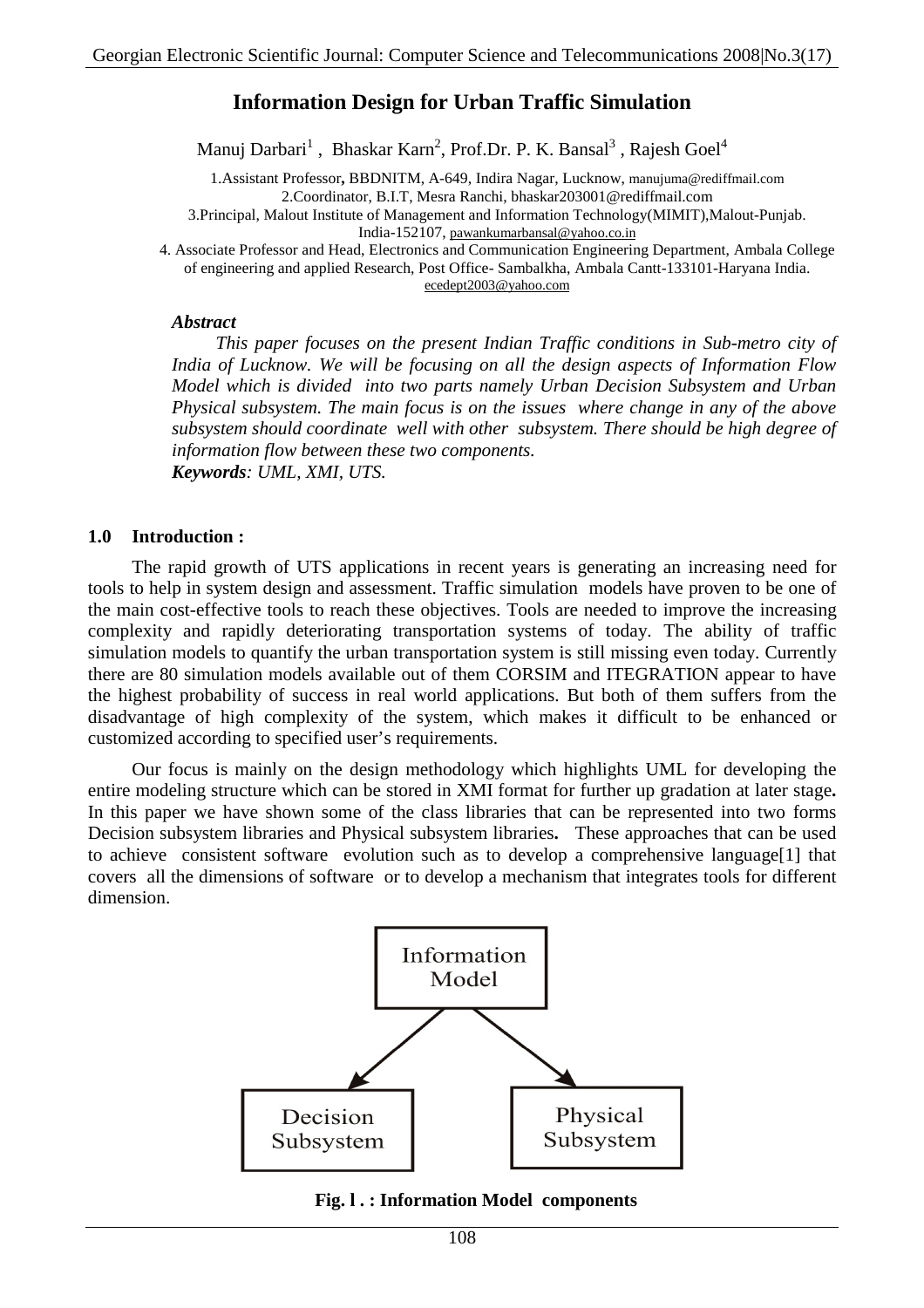# Information Design for Urban Traffic Simulation

Manuj Darbari[1] , Bhaskar Karn[2], Prof.Dr. P. K. Bansal[3] , Rajesh Goel[4]

1.Assistant Professor**,** BBDNITM, A-649, Indira Nagar, Lucknow, manujuma@rediffmail.com
2.Coordinator, B.I.T, Mesra Ranchi, bhaskar203001@rediffmail.com
3.Principal, Malout Institute of Management and Information Technology(MIMIT),Malout-Punjab. India-152107, pawankumarbansal@yahoo.co.in
4. Associate Professor and Head, Electronics and Communication Engineering Department, Ambala College of engineering and applied Research, Post Office- Sambalkha, Ambala Cantt-133101-Haryana India. ecedept2003@yahoo.com

***Abstract***

*This paper focuses on the present Indian Traffic conditions in Sub-metro city of India of Lucknow. We will be focusing on all the design aspects of Information Flow Model which is divided into two parts namely Urban Decision Subsystem and Urban Physical subsystem. The main focus is on the issues where change in any of the above subsystem should coordinate well with other subsystem. There should be high degree of information flow between these two components.*

***Keywords****: UML, XMI, UTS.*

## 1.0 Introduction :

The rapid growth of UTS applications in recent years is generating an increasing need for tools to help in system design and assessment. Traffic simulation models have proven to be one of the main cost-effective tools to reach these objectives. Tools are needed to improve the increasing complexity and rapidly deteriorating transportation systems of today. The ability of traffic simulation models to quantify the urban transportation system is still missing even today. Currently there are 80 simulation models available out of them CORSIM and ITEGRATION appear to have the highest probability of success in real world applications. But both of them suffers from the disadvantage of high complexity of the system, which makes it difficult to be enhanced or customized according to specified user's requirements.

Our focus is mainly on the design methodology which highlights UML for developing the entire modeling structure which can be stored in XMI format for further up gradation at later stage**.** In this paper we have shown some of the class libraries that can be represented into two forms Decision subsystem libraries and Physical subsystem libraries**.** These approaches that can be used to achieve consistent software evolution such as to develop a comprehensive language[1] that covers all the dimensions of software or to develop a mechanism that integrates tools for different dimension.

Information Model → Decision Subsystem, Physical Subsystem

**Fig. l . : Information Model components**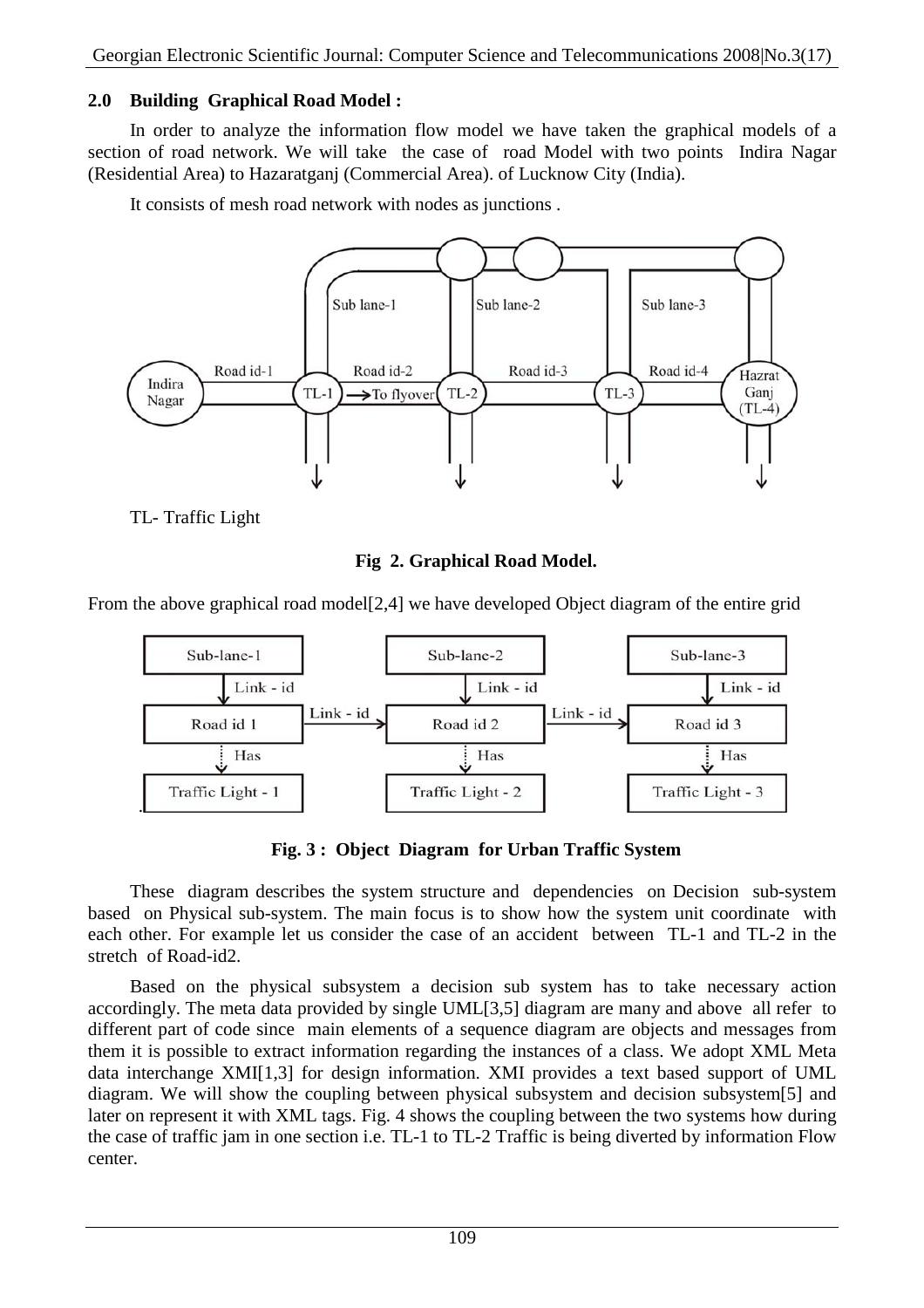## 2.0 Building Graphical Road Model :

In order to analyze the information flow model we have taken the graphical models of a section of road network. We will take the case of road Model with two points Indira Nagar (Residential Area) to Hazaratganj (Commercial Area). of Lucknow City (India).

It consists of mesh road network with nodes as junctions .

TL- Traffic Light

**Fig 2. Graphical Road Model.**

From the above graphical road model[2,4] we have developed Object diagram of the entire grid

**Fig. 3 : Object Diagram for Urban Traffic System**

These diagram describes the system structure and dependencies on Decision sub-system based on Physical sub-system. The main focus is to show how the system unit coordinate with each other. For example let us consider the case of an accident between TL-1 and TL-2 in the stretch of Road-id2.

Based on the physical subsystem a decision sub system has to take necessary action accordingly. The meta data provided by single UML[3,5] diagram are many and above all refer to different part of code since main elements of a sequence diagram are objects and messages from them it is possible to extract information regarding the instances of a class. We adopt XML Meta data interchange XMI[1,3] for design information. XMI provides a text based support of UML diagram. We will show the coupling between physical subsystem and decision subsystem[5] and later on represent it with XML tags. Fig. 4 shows the coupling between the two systems how during the case of traffic jam in one section i.e. TL-1 to TL-2 Traffic is being diverted by information Flow center.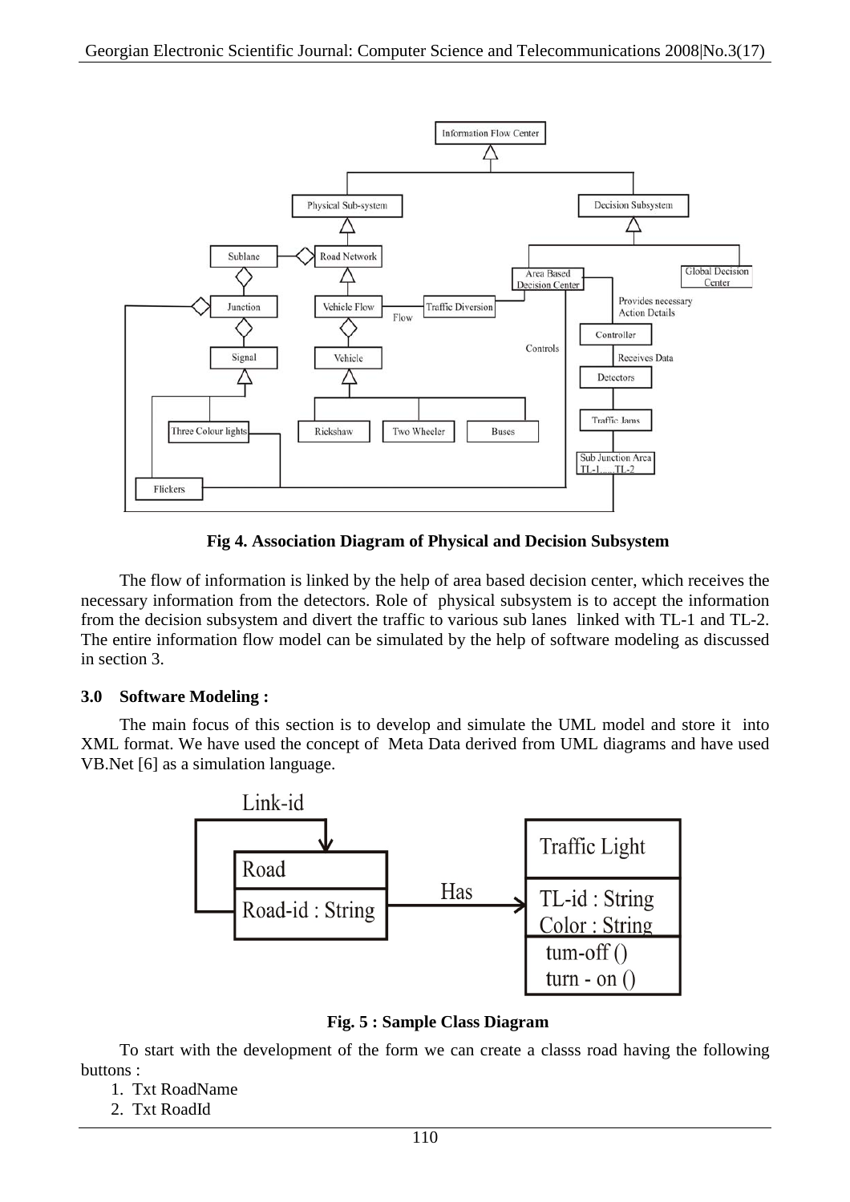**Fig 4. Association Diagram of Physical and Decision Subsystem**

The flow of information is linked by the help of area based decision center, which receives the necessary information from the detectors. Role of physical subsystem is to accept the information from the decision subsystem and divert the traffic to various sub lanes linked with TL-1 and TL-2. The entire information flow model can be simulated by the help of software modeling as discussed in section 3.

## 3.0 Software Modeling :

The main focus of this section is to develop and simulate the UML model and store it into XML format. We have used the concept of Meta Data derived from UML diagrams and have used VB.Net [6] as a simulation language.

**Fig. 5 : Sample Class Diagram**

To start with the development of the form we can create a classs road having the following buttons :

1. Txt RoadName
2. Txt RoadId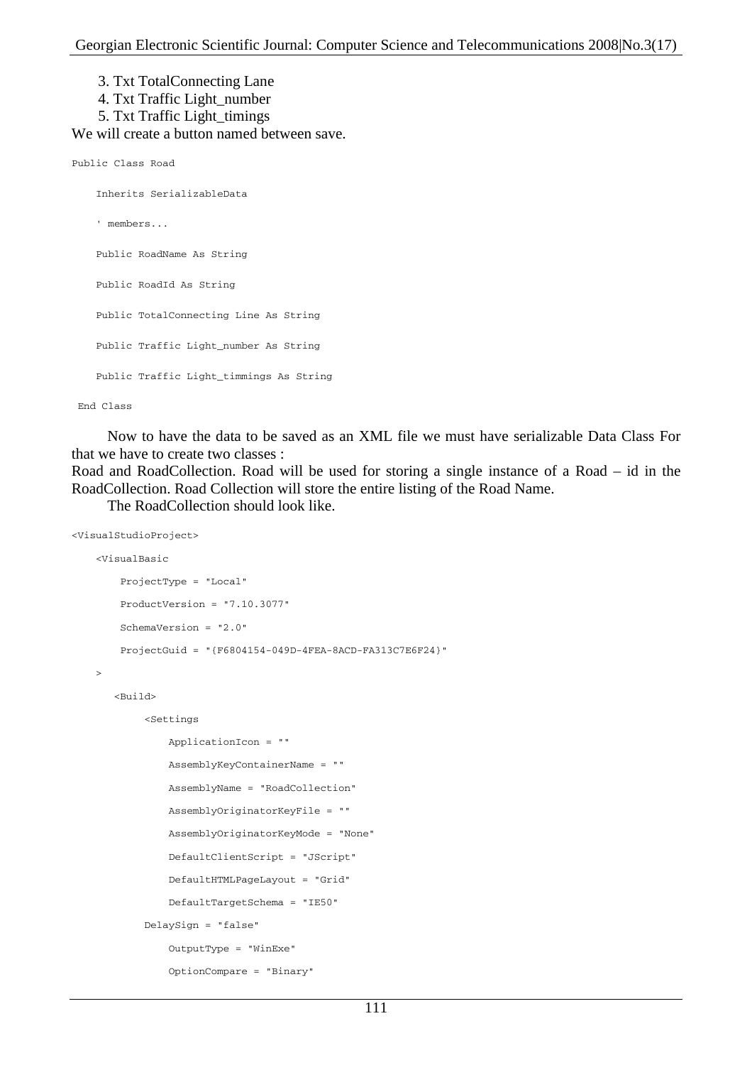3. Txt TotalConnecting Lane
4. Txt Traffic Light_number
5. Txt Traffic Light_timings

We will create a button named between save.

```
Public Class Road

    Inherits SerializableData

    ' members...

    Public RoadName As String

    Public RoadId As String

    Public TotalConnecting Line As String

    Public Traffic Light_number As String

    Public Traffic Light_timmings As String

 End Class
```

Now to have the data to be saved as an XML file we must have serializable Data Class For that we have to create two classes :
Road and RoadCollection. Road will be used for storing a single instance of a Road – id in the RoadCollection. Road Collection will store the entire listing of the Road Name.

The RoadCollection should look like.

```
<VisualStudioProject>

    <VisualBasic

        ProjectType = "Local"

        ProductVersion = "7.10.3077"

        SchemaVersion = "2.0"

        ProjectGuid = "{F6804154-049D-4FEA-8ACD-FA313C7E6F24}"

    >

       <Build>

            <Settings

                ApplicationIcon = ""

                AssemblyKeyContainerName = ""

                AssemblyName = "RoadCollection"

                AssemblyOriginatorKeyFile = ""

                AssemblyOriginatorKeyMode = "None"

                DefaultClientScript = "JScript"

                DefaultHTMLPageLayout = "Grid"

                DefaultTargetSchema = "IE50"

            DelaySign = "false"

                OutputType = "WinExe"

                OptionCompare = "Binary"
```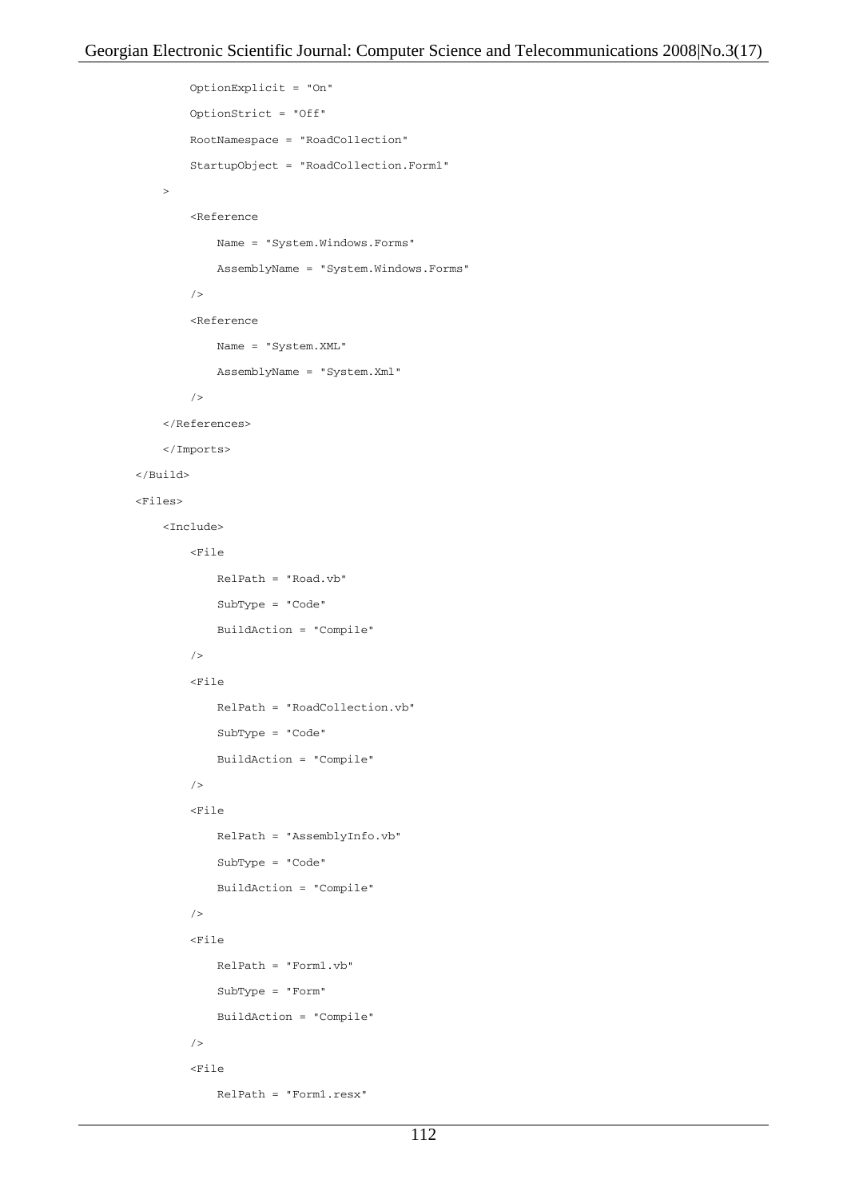```
            OptionExplicit = "On"
            OptionStrict = "Off"
            RootNamespace = "RoadCollection"
            StartupObject = "RoadCollection.Form1"
        >
            <Reference
                Name = "System.Windows.Forms"
                AssemblyName = "System.Windows.Forms"
            />
            <Reference
                Name = "System.XML"
                AssemblyName = "System.Xml"
            />
        </References>
        </Imports>
    </Build>
    <Files>
        <Include>
            <File
                RelPath = "Road.vb"
                SubType = "Code"
                BuildAction = "Compile"
            />
            <File
                RelPath = "RoadCollection.vb"
                SubType = "Code"
                BuildAction = "Compile"
            />
            <File
                RelPath = "AssemblyInfo.vb"
                SubType = "Code"
                BuildAction = "Compile"
            />
            <File
                RelPath = "Form1.vb"
                SubType = "Form"
                BuildAction = "Compile"
            />
            <File
                RelPath = "Form1.resx"
```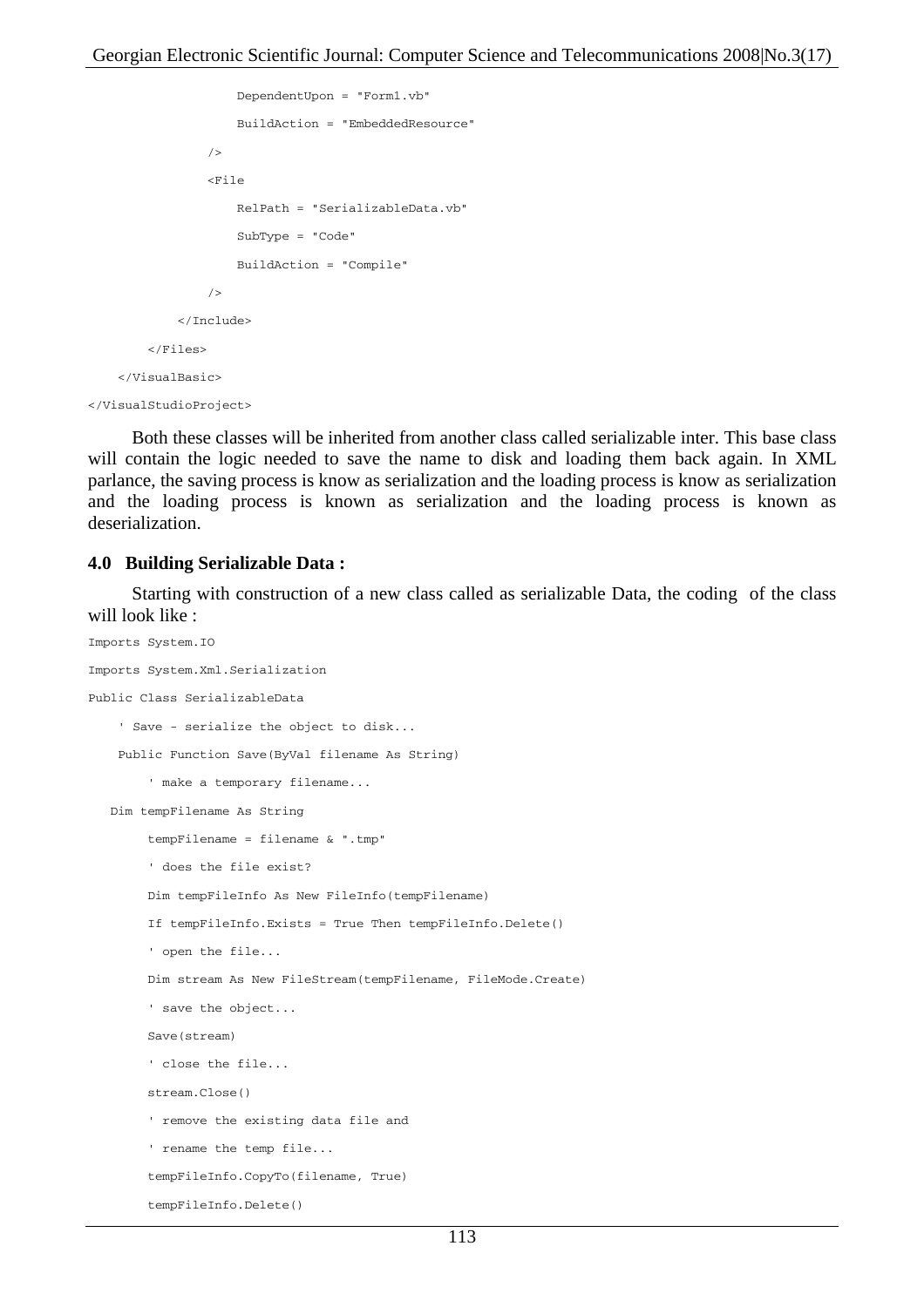```
                DependentUpon = "Form1.vb"
                BuildAction = "EmbeddedResource"
            />
            <File
                RelPath = "SerializableData.vb"
                SubType = "Code"
                BuildAction = "Compile"
            />
        </Include>
    </Files>
  </VisualBasic>
</VisualStudioProject>
```

Both these classes will be inherited from another class called serializable inter. This base class will contain the logic needed to save the name to disk and loading them back again. In XML parlance, the saving process is know as serialization and the loading process is know as serialization and the loading process is known as serialization and the loading process is known as deserialization.

### 4.0 Building Serializable Data :

Starting with construction of a new class called as serializable Data, the coding of the class will look like :

```
Imports System.IO
Imports System.Xml.Serialization
Public Class SerializableData
    ' Save - serialize the object to disk...
    Public Function Save(ByVal filename As String)
        ' make a temporary filename...
   Dim tempFilename As String
        tempFilename = filename & ".tmp"
        ' does the file exist?
        Dim tempFileInfo As New FileInfo(tempFilename)
        If tempFileInfo.Exists = True Then tempFileInfo.Delete()
        ' open the file...
        Dim stream As New FileStream(tempFilename, FileMode.Create)
        ' save the object...
        Save(stream)
        ' close the file...
        stream.Close()
        ' remove the existing data file and
        ' rename the temp file...
        tempFileInfo.CopyTo(filename, True)
        tempFileInfo.Delete()
```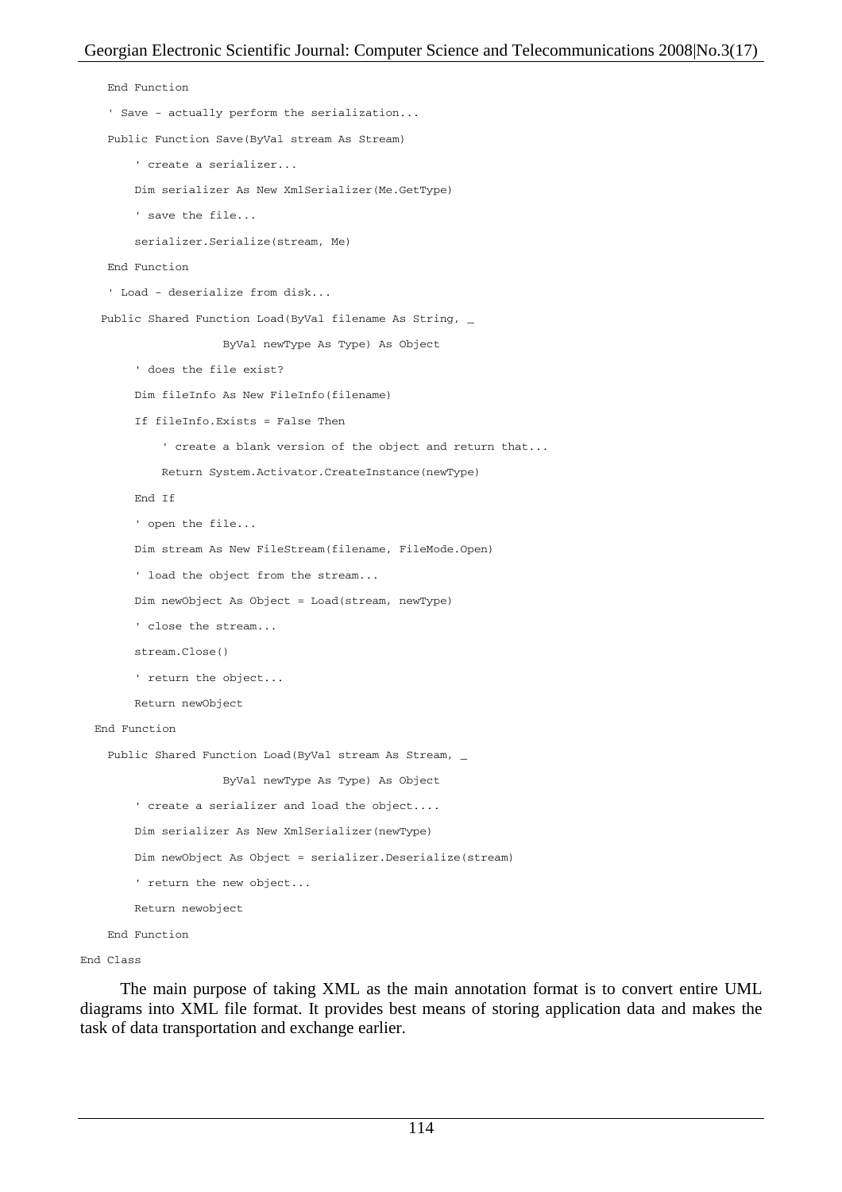```
    End Function

    ' Save - actually perform the serialization...

    Public Function Save(ByVal stream As Stream)

        ' create a serializer...

        Dim serializer As New XmlSerializer(Me.GetType)

        ' save the file...

        serializer.Serialize(stream, Me)

    End Function

    ' Load - deserialize from disk...

   Public Shared Function Load(ByVal filename As String, _

                    ByVal newType As Type) As Object

        ' does the file exist?

        Dim fileInfo As New FileInfo(filename)

        If fileInfo.Exists = False Then

            ' create a blank version of the object and return that...

            Return System.Activator.CreateInstance(newType)

        End If

        ' open the file...

        Dim stream As New FileStream(filename, FileMode.Open)

        ' load the object from the stream...

        Dim newObject As Object = Load(stream, newType)

        ' close the stream...

        stream.Close()

        ' return the object...

        Return newObject

  End Function

    Public Shared Function Load(ByVal stream As Stream, _

                    ByVal newType As Type) As Object

        ' create a serializer and load the object....

        Dim serializer As New XmlSerializer(newType)

        Dim newObject As Object = serializer.Deserialize(stream)

        ' return the new object...

        Return newobject

    End Function

End Class
```

The main purpose of taking XML as the main annotation format is to convert entire UML diagrams into XML file format. It provides best means of storing application data and makes the task of data transportation and exchange earlier.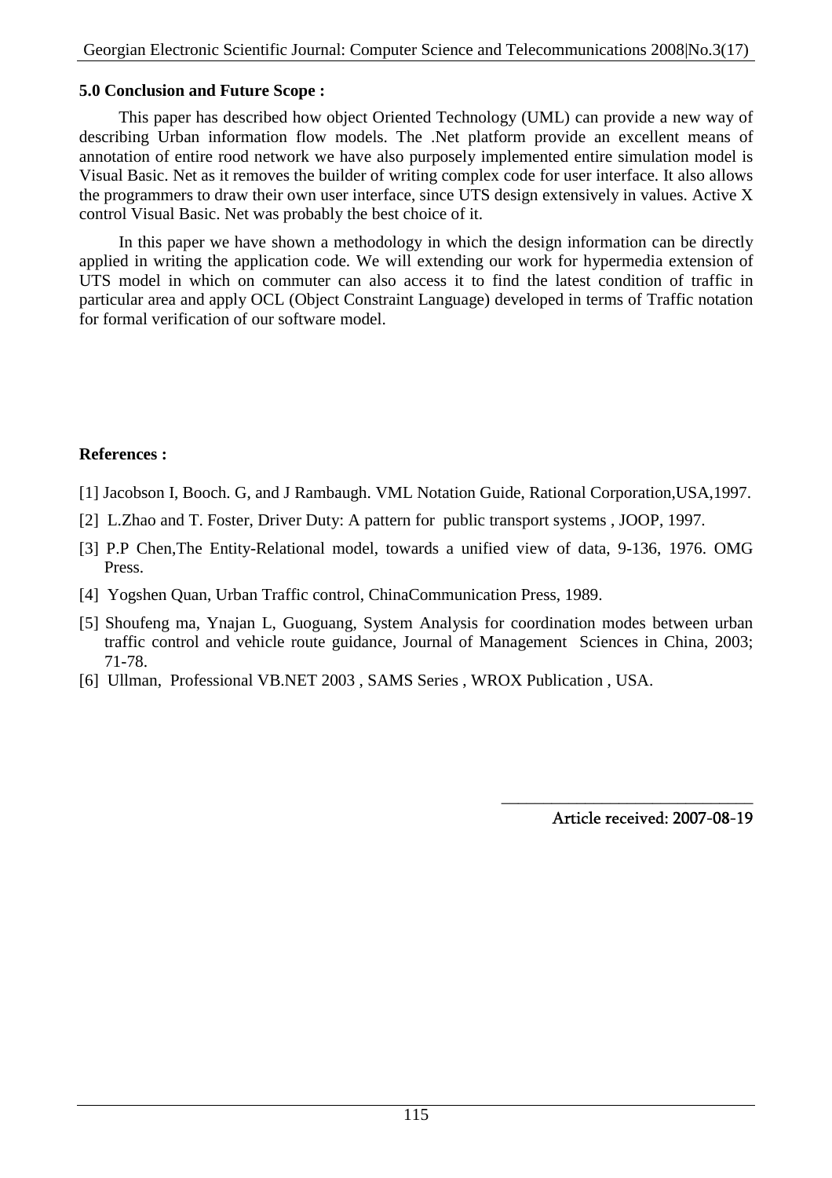## 5.0 Conclusion and Future Scope :

This paper has described how object Oriented Technology (UML) can provide a new way of describing Urban information flow models. The .Net platform provide an excellent means of annotation of entire rood network we have also purposely implemented entire simulation model is Visual Basic. Net as it removes the builder of writing complex code for user interface. It also allows the programmers to draw their own user interface, since UTS design extensively in values. Active X control Visual Basic. Net was probably the best choice of it.

In this paper we have shown a methodology in which the design information can be directly applied in writing the application code. We will extending our work for hypermedia extension of UTS model in which on commuter can also access it to find the latest condition of traffic in particular area and apply OCL (Object Constraint Language) developed in terms of Traffic notation for formal verification of our software model.

## References :

[1] Jacobson I, Booch. G, and J Rambaugh. VML Notation Guide, Rational Corporation,USA,1997.

[2] L.Zhao and T. Foster, Driver Duty: A pattern for public transport systems , JOOP, 1997.

[3] P.P Chen,The Entity-Relational model, towards a unified view of data, 9-136, 1976. OMG Press.

[4] Yogshen Quan, Urban Traffic control, ChinaCommunication Press, 1989.

[5] Shoufeng ma, Ynajan L, Guoguang, System Analysis for coordination modes between urban traffic control and vehicle route guidance, Journal of Management Sciences in China, 2003; 71-78.

[6] Ullman, Professional VB.NET 2003 , SAMS Series , WROX Publication , USA.

Article received: 2007-08-19